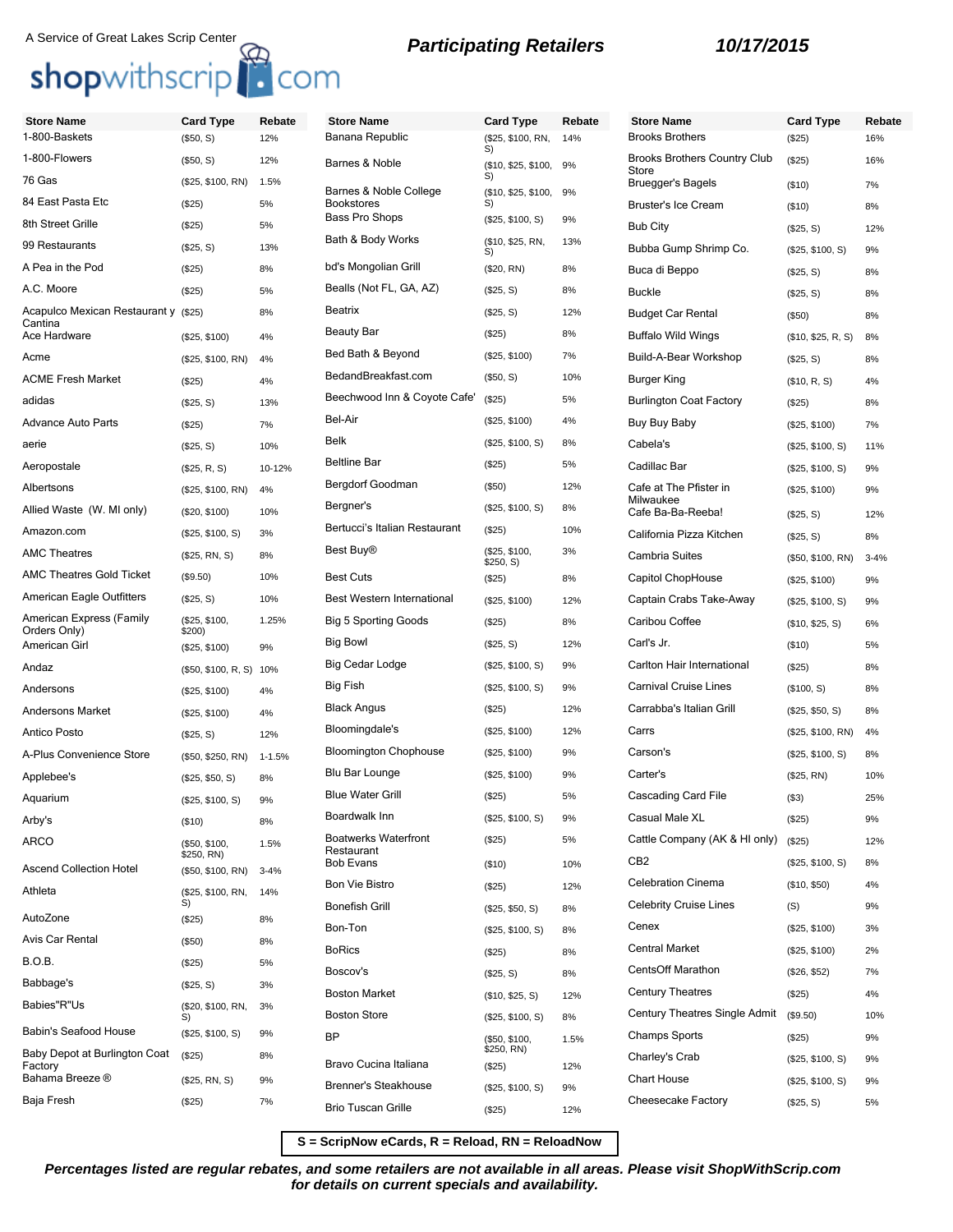A Service of Great Lakes Scrip Center

shopwithscrip.com

## Participating Retailers

**10/17/2015**

| Store Name | Card Type | Rebate |
|---|---|---|
| 1-800-Baskets | ($50, S) | 12% |
| 1-800-Flowers | ($50, S) | 12% |
| 76 Gas | ($25, $100, RN) | 1.5% |
| 84 East Pasta Etc | ($25) | 5% |
| 8th Street Grille | ($25) | 5% |
| 99 Restaurants | ($25, S) | 13% |
| A Pea in the Pod | ($25) | 8% |
| A.C. Moore | ($25) | 5% |
| Acapulco Mexican Restaurant y Cantina | ($25) | 8% |
| Ace Hardware | ($25, $100) | 4% |
| Acme | ($25, $100, RN) | 4% |
| ACME Fresh Market | ($25) | 4% |
| adidas | ($25, S) | 13% |
| Advance Auto Parts | ($25) | 7% |
| aerie | ($25, S) | 10% |
| Aeropostale | ($25, R, S) | 10-12% |
| Albertsons | ($25, $100, RN) | 4% |
| Allied Waste (W. MI only) | ($20, $100) | 10% |
| Amazon.com | ($25, $100, S) | 3% |
| AMC Theatres | ($25, RN, S) | 8% |
| AMC Theatres Gold Ticket | ($9.50) | 10% |
| American Eagle Outfitters | ($25, S) | 10% |
| American Express (Family Orders Only) | ($25, $100, $200) | 1.25% |
| American Girl | ($25, $100) | 9% |
| Andaz | ($50, $100, R, S) | 10% |
| Andersons | ($25, $100) | 4% |
| Andersons Market | ($25, $100) | 4% |
| Antico Posto | ($25, S) | 12% |
| A-Plus Convenience Store | ($50, $250, RN) | 1-1.5% |
| Applebee's | ($25, $50, S) | 8% |
| Aquarium | ($25, $100, S) | 9% |
| Arby's | ($10) | 8% |
| ARCO | ($50, $100, $250, RN) | 1.5% |
| Ascend Collection Hotel | ($50, $100, RN) | 3-4% |
| Athleta | ($25, $100, RN, S) | 14% |
| AutoZone | ($25) | 8% |
| Avis Car Rental | ($50) | 8% |
| B.O.B. | ($25) | 5% |
| Babbage's | ($25, S) | 3% |
| Babies"R"Us | ($20, $100, RN, S) | 3% |
| Babin's Seafood House | ($25, $100, S) | 9% |
| Baby Depot at Burlington Coat Factory | ($25) | 8% |
| Bahama Breeze ® | ($25, RN, S) | 9% |
| Baja Fresh | ($25) | 7% |
| Banana Republic | ($25, $100, RN, S) | 14% |
| Barnes & Noble | ($10, $25, $100, S) | 9% |
| Barnes & Noble College Bookstores | ($10, $25, $100, S) | 9% |
| Bass Pro Shops | ($25, $100, S) | 9% |
| Bath & Body Works | ($10, $25, RN, S) | 13% |
| bd's Mongolian Grill | ($20, RN) | 8% |
| Bealls (Not FL, GA, AZ) | ($25, S) | 8% |
| Beatrix | ($25, S) | 12% |
| Beauty Bar | ($25) | 8% |
| Bed Bath & Beyond | ($25, $100) | 7% |
| BedandBreakfast.com | ($50, S) | 10% |
| Beechwood Inn & Coyote Cafe' | ($25) | 5% |
| Bel-Air | ($25, $100) | 4% |
| Belk | ($25, $100, S) | 8% |
| Beltline Bar | ($25) | 5% |
| Bergdorf Goodman | ($50) | 12% |
| Bergner's | ($25, $100, S) | 8% |
| Bertucci's Italian Restaurant | ($25) | 10% |
| Best Buy® | ($25, $100, $250, S) | 3% |
| Best Cuts | ($25) | 8% |
| Best Western International | ($25, $100) | 12% |
| Big 5 Sporting Goods | ($25) | 8% |
| Big Bowl | ($25, S) | 12% |
| Big Cedar Lodge | ($25, $100, S) | 9% |
| Big Fish | ($25, $100, S) | 9% |
| Black Angus | ($25) | 12% |
| Bloomingdale's | ($25, $100) | 12% |
| Bloomington Chophouse | ($25, $100) | 9% |
| Blu Bar Lounge | ($25, $100) | 9% |
| Blue Water Grill | ($25) | 5% |
| Boardwalk Inn | ($25, $100, S) | 9% |
| Boatwerks Waterfront Restaurant | ($25) | 5% |
| Bob Evans | ($10) | 10% |
| Bon Vie Bistro | ($25) | 12% |
| Bonefish Grill | ($25, $50, S) | 8% |
| Bon-Ton | ($25, $100, S) | 8% |
| BoRics | ($25) | 8% |
| Boscov's | ($25, S) | 8% |
| Boston Market | ($10, $25, S) | 12% |
| Boston Store | ($25, $100, S) | 8% |
| BP | ($50, $100, $250, RN) | 1.5% |
| Bravo Cucina Italiana | ($25) | 12% |
| Brenner's Steakhouse | ($25, $100, S) | 9% |
| Brio Tuscan Grille | ($25) | 12% |
| Brooks Brothers | ($25) | 16% |
| Brooks Brothers Country Club Store | ($25) | 16% |
| Brueggers Bagels | ($10) | 7% |
| Bruster's Ice Cream | ($10) | 8% |
| Bub City | ($25, S) | 12% |
| Bubba Gump Shrimp Co. | ($25, $100, S) | 9% |
| Buca di Beppo | ($25, S) | 8% |
| Buckle | ($25, S) | 8% |
| Budget Car Rental | ($50) | 8% |
| Buffalo Wild Wings | ($10, $25, R, S) | 8% |
| Build-A-Bear Workshop | ($25, S) | 8% |
| Burger King | ($10, R, S) | 4% |
| Burlington Coat Factory | ($25) | 8% |
| Buy Buy Baby | ($25, $100) | 7% |
| Cabela's | ($25, $100, S) | 11% |
| Cadillac Bar | ($25, $100, S) | 9% |
| Cafe at The Pfister in Milwaukee | ($25, $100) | 9% |
| Cafe Ba-Ba-Reeba! | ($25, S) | 12% |
| California Pizza Kitchen | ($25, S) | 8% |
| Cambria Suites | ($50, $100, RN) | 3-4% |
| Capitol ChopHouse | ($25, $100) | 9% |
| Captain Crabs Take-Away | ($25, $100, S) | 9% |
| Caribou Coffee | ($10, $25, S) | 6% |
| Carl's Jr. | ($10) | 5% |
| Carlton Hair International | ($25) | 8% |
| Carnival Cruise Lines | ($100, S) | 8% |
| Carrabba's Italian Grill | ($25, $50, S) | 8% |
| Carrs | ($25, $100, RN) | 4% |
| Carson's | ($25, $100, S) | 8% |
| Carter's | ($25, RN) | 10% |
| Cascading Card File | ($3) | 25% |
| Casual Male XL | ($25) | 9% |
| Cattle Company (AK & HI only) | ($25) | 12% |
| CB2 | ($25, $100, S) | 8% |
| Celebration Cinema | ($10, $50) | 4% |
| Celebrity Cruise Lines | (S) | 9% |
| Cenex | ($25, $100) | 3% |
| Central Market | ($25, $100) | 2% |
| CentsOff Marathon | ($26, $52) | 7% |
| Century Theatres | ($25) | 4% |
| Century Theatres Single Admit | ($9.50) | 10% |
| Champs Sports | ($25) | 9% |
| Charley's Crab | ($25, $100, S) | 9% |
| Chart House | ($25, $100, S) | 9% |
| Cheesecake Factory | ($25, S) | 5% |

**S = ScripNow eCards, R = Reload, RN = ReloadNow**

***Percentages listed are regular rebates, and some retailers are not available in all areas. Please visit ShopWithScrip.com for details on current specials and availability.***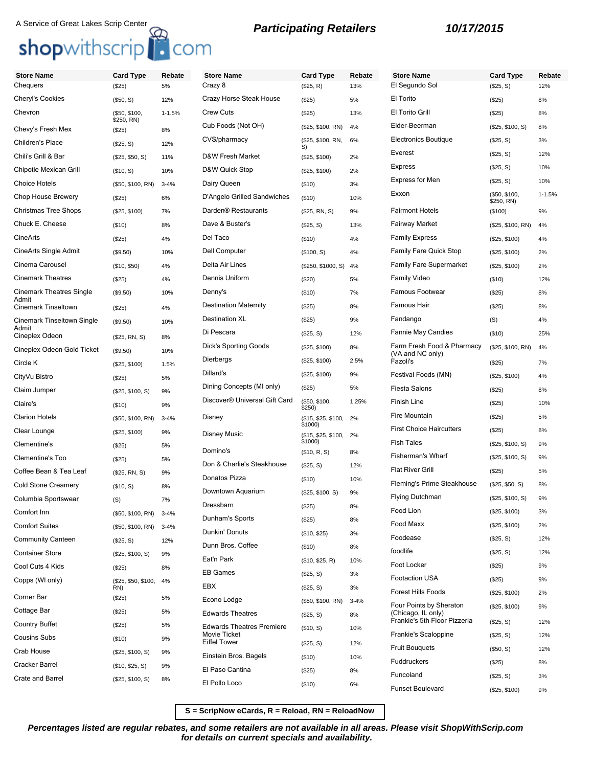A Service of Great Lakes Scrip Center

shopwithscrip.com

**Participating Retailers** **10/17/2015**

| Store Name | Card Type | Rebate |
|---|---|---|
| Chequers | ($25) | 5% |
| Cheryl's Cookies | ($50, S) | 12% |
| Chevron | ($50, $100, $250, RN) | 1-1.5% |
| Chevy's Fresh Mex | ($25) | 8% |
| Children's Place | ($25, S) | 12% |
| Chili's Grill & Bar | ($25, $50, S) | 11% |
| Chipotle Mexican Grill | ($10, S) | 10% |
| Choice Hotels | ($50, $100, RN) | 3-4% |
| Chop House Brewery | ($25) | 6% |
| Christmas Tree Shops | ($25, $100) | 7% |
| Chuck E. Cheese | ($10) | 8% |
| CineArts | ($25) | 4% |
| CineArts Single Admit | ($9.50) | 10% |
| Cinema Carousel | ($10, $50) | 4% |
| Cinemark Theatres | ($25) | 4% |
| Cinemark Theatres Single Admit | ($9.50) | 10% |
| Cinemark Tinseltown | ($25) | 4% |
| Cinemark Tinseltown Single Admit | ($9.50) | 10% |
| Cineplex Odeon | ($25, RN, S) | 8% |
| Cineplex Odeon Gold Ticket | ($9.50) | 10% |
| Circle K | ($25, $100) | 1.5% |
| CityVu Bistro | ($25) | 5% |
| Claim Jumper | ($25, $100, S) | 9% |
| Claire's | ($10) | 9% |
| Clarion Hotels | ($50, $100, RN) | 3-4% |
| Clear Lounge | ($25, $100) | 9% |
| Clementine's | ($25) | 5% |
| Clementine's Too | ($25) | 5% |
| Coffee Bean & Tea Leaf | ($25, RN, S) | 9% |
| Cold Stone Creamery | ($10, S) | 8% |
| Columbia Sportswear | (S) | 7% |
| Comfort Inn | ($50, $100, RN) | 3-4% |
| Comfort Suites | ($50, $100, RN) | 3-4% |
| Community Canteen | ($25, S) | 12% |
| Container Store | ($25, $100, S) | 9% |
| Cool Cuts 4 Kids | ($25) | 8% |
| Copps (WI only) | ($25, $50, $100, RN) | 4% |
| Corner Bar | ($25) | 5% |
| Cottage Bar | ($25) | 5% |
| Country Buffet | ($25) | 5% |
| Cousins Subs | ($10) | 9% |
| Crab House | ($25, $100, S) | 9% |
| Cracker Barrel | ($10, $25, S) | 9% |
| Crate and Barrel | ($25, $100, S) | 8% |
| Crazy 8 | ($25, R) | 13% |
| Crazy Horse Steak House | ($25) | 5% |
| Crew Cuts | ($25) | 13% |
| Cub Foods (Not OH) | ($25, $100, RN) | 4% |
| CVS/pharmacy | ($25, $100, RN, S) | 6% |
| D&W Fresh Market | ($25, $100) | 2% |
| D&W Quick Stop | ($25, $100) | 2% |
| Dairy Queen | ($10) | 3% |
| D'Angelo Grilled Sandwiches | ($10) | 10% |
| Darden® Restaurants | ($25, RN, S) | 9% |
| Dave & Buster's | ($25, S) | 13% |
| Del Taco | ($10) | 4% |
| Dell Computer | ($100, S) | 4% |
| Delta Air Lines | ($250, $1000, S) | 4% |
| Dennis Uniform | ($20) | 5% |
| Denny's | ($10) | 7% |
| Destination Maternity | ($25) | 8% |
| Destination XL | ($25) | 9% |
| Di Pescara | ($25, S) | 12% |
| Dick's Sporting Goods | ($25, $100) | 8% |
| Dierbergs | ($25, $100) | 2.5% |
| Dillard's | ($25, $100) | 9% |
| Dining Concepts (MI only) | ($25) | 5% |
| Discover® Universal Gift Card | ($50, $100, $250) | 1.25% |
| Disney | ($15, $25, $100, $1000) | 2% |
| Disney Music | ($15, $25, $100, $1000) | 2% |
| Domino's | ($10, R, S) | 8% |
| Don & Charlie's Steakhouse | ($25, S) | 12% |
| Donatos Pizza | ($10) | 10% |
| Downtown Aquarium | ($25, $100, S) | 9% |
| Dressbarn | ($25) | 8% |
| Dunham's Sports | ($25) | 8% |
| Dunkin' Donuts | ($10, $25) | 3% |
| Dunn Bros. Coffee | ($10) | 8% |
| Eat'n Park | ($10, $25, R) | 10% |
| EB Games | ($25, S) | 3% |
| EBX | ($25, S) | 3% |
| Econo Lodge | ($50, $100, RN) | 3-4% |
| Edwards Theatres | ($25, S) | 8% |
| Edwards Theatres Premiere Movie Ticket | ($10, S) | 10% |
| Eiffel Tower | ($25, S) | 12% |
| Einstein Bros. Bagels | ($10) | 10% |
| El Paso Cantina | ($25) | 8% |
| El Pollo Loco | ($10) | 6% |
| El Segundo Sol | ($25, S) | 12% |
| El Torito | ($25) | 8% |
| El Torito Grill | ($25) | 8% |
| Elder-Beerman | ($25, $100, S) | 8% |
| Electronics Boutique | ($25, S) | 3% |
| Everest | ($25, S) | 12% |
| Express | ($25, S) | 10% |
| Express for Men | ($25, S) | 10% |
| Exxon | ($50, $100, $250, RN) | 1-1.5% |
| Fairmont Hotels | ($100) | 9% |
| Fairway Market | ($25, $100, RN) | 4% |
| Family Express | ($25, $100) | 4% |
| Family Fare Quick Stop | ($25, $100) | 2% |
| Family Fare Supermarket | ($25, $100) | 2% |
| Family Video | ($10) | 12% |
| Famous Footwear | ($25) | 8% |
| Famous Hair | ($25) | 8% |
| Fandango | (S) | 4% |
| Fannie May Candies | ($10) | 25% |
| Farm Fresh Food & Pharmacy (VA and NC only) | ($25, $100, RN) | 4% |
| Fazoli's | ($25) | 7% |
| Festival Foods (MN) | ($25, $100) | 4% |
| Fiesta Salons | ($25) | 8% |
| Finish Line | ($25) | 10% |
| Fire Mountain | ($25) | 5% |
| First Choice Haircutters | ($25) | 8% |
| Fish Tales | ($25, $100, S) | 9% |
| Fisherman's Wharf | ($25, $100, S) | 9% |
| Flat River Grill | ($25) | 5% |
| Fleming's Prime Steakhouse | ($25, $50, S) | 8% |
| Flying Dutchman | ($25, $100, S) | 9% |
| Food Lion | ($25, $100) | 3% |
| Food Maxx | ($25, $100) | 2% |
| Foodease | ($25, S) | 12% |
| foodlife | ($25, S) | 12% |
| Foot Locker | ($25) | 9% |
| Footaction USA | ($25) | 9% |
| Forest Hills Foods | ($25, $100) | 2% |
| Four Points by Sheraton (Chicago, IL only) | ($25, $100) | 9% |
| Frankie's 5th Floor Pizzeria | ($25, S) | 12% |
| Frankie's Scaloppine | ($25, S) | 12% |
| Fruit Bouquets | ($50, S) | 12% |
| Fuddruckers | ($25) | 8% |
| Funcoland | ($25, S) | 3% |
| Funset Boulevard | ($25, $100) | 9% |

**S = ScripNow eCards, R = Reload, RN = ReloadNow**

***Percentages listed are regular rebates, and some retailers are not available in all areas. Please visit ShopWithScrip.com for details on current specials and availability.***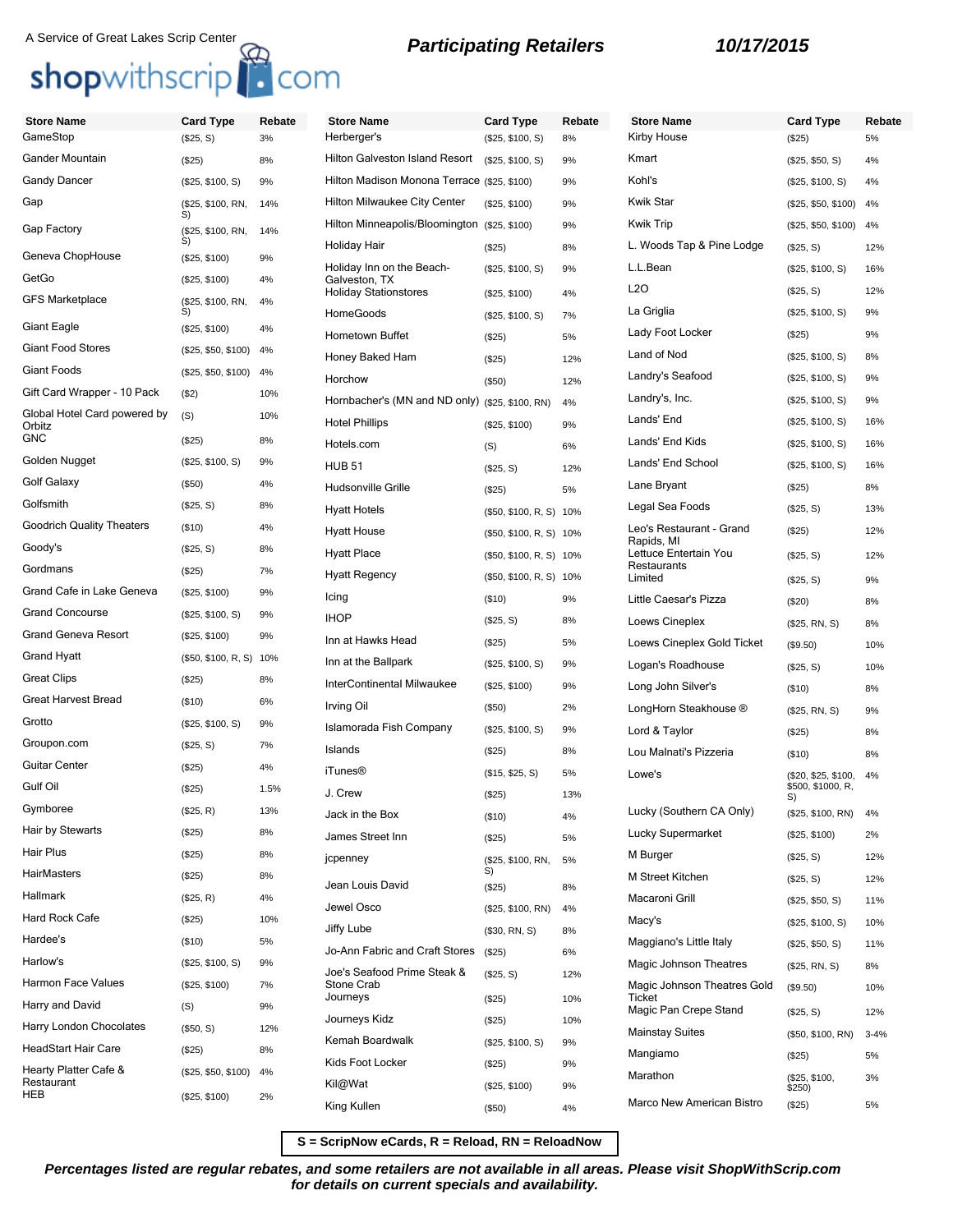A Service of Great Lakes Scrip Center

shopwithscrip.com

## Participating Retailers

**10/17/2015**

| Store Name | Card Type | Rebate |
|---|---|---|
| GameStop | ($25, S) | 3% |
| Gander Mountain | ($25) | 8% |
| Gandy Dancer | ($25, $100, S) | 9% |
| Gap | ($25, $100, RN, S) | 14% |
| Gap Factory | ($25, $100, RN, S) | 14% |
| Geneva ChopHouse | ($25, $100) | 9% |
| GetGo | ($25, $100) | 4% |
| GFS Marketplace | ($25, $100, RN, S) | 4% |
| Giant Eagle | ($25, $100) | 4% |
| Giant Food Stores | ($25, $50, $100) | 4% |
| Giant Foods | ($25, $50, $100) | 4% |
| Gift Card Wrapper - 10 Pack | ($2) | 10% |
| Global Hotel Card powered by Orbitz | (S) | 10% |
| GNC | ($25) | 8% |
| Golden Nugget | ($25, $100, S) | 9% |
| Golf Galaxy | ($50) | 4% |
| Golfsmith | ($25, S) | 8% |
| Goodrich Quality Theaters | ($10) | 4% |
| Goody's | ($25, S) | 8% |
| Gordmans | ($25) | 7% |
| Grand Cafe in Lake Geneva | ($25, $100) | 9% |
| Grand Concourse | ($25, $100, S) | 9% |
| Grand Geneva Resort | ($25, $100) | 9% |
| Grand Hyatt | ($50, $100, R, S) | 10% |
| Great Clips | ($25) | 8% |
| Great Harvest Bread | ($10) | 6% |
| Grotto | ($25, $100, S) | 9% |
| Groupon.com | ($25, S) | 7% |
| Guitar Center | ($25) | 4% |
| Gulf Oil | ($25) | 1.5% |
| Gymboree | ($25, R) | 13% |
| Hair by Stewarts | ($25) | 8% |
| Hair Plus | ($25) | 8% |
| HairMasters | ($25) | 8% |
| Hallmark | ($25, R) | 4% |
| Hard Rock Cafe | ($25) | 10% |
| Hardee's | ($10) | 5% |
| Harlow's | ($25, $100, S) | 9% |
| Harmon Face Values | ($25, $100) | 7% |
| Harry and David | (S) | 9% |
| Harry London Chocolates | ($50, S) | 12% |
| HeadStart Hair Care | ($25) | 8% |
| Hearty Platter Cafe & Restaurant | ($25, $50, $100) | 4% |
| HEB | ($25, $100) | 2% |
| Herberger's | ($25, $100, S) | 8% |
| Hilton Galveston Island Resort | ($25, $100, S) | 9% |
| Hilton Madison Monona Terrace | ($25, $100) | 9% |
| Hilton Milwaukee City Center | ($25, $100) | 9% |
| Hilton Minneapolis/Bloomington | ($25, $100) | 9% |
| Holiday Hair | ($25) | 8% |
| Holiday Inn on the Beach-Galveston, TX | ($25, $100, S) | 9% |
| Holiday Stationstores | ($25, $100) | 4% |
| HomeGoods | ($25, $100, S) | 7% |
| Hometown Buffet | ($25) | 5% |
| Honey Baked Ham | ($25) | 12% |
| Horchow | ($50) | 12% |
| Hornbacher's (MN and ND only) | ($25, $100, RN) | 4% |
| Hotel Phillips | ($25, $100) | 9% |
| Hotels.com | (S) | 6% |
| HUB 51 | ($25, S) | 12% |
| Hudsonville Grille | ($25) | 5% |
| Hyatt Hotels | ($50, $100, R, S) | 10% |
| Hyatt House | ($50, $100, R, S) | 10% |
| Hyatt Place | ($50, $100, R, S) | 10% |
| Hyatt Regency | ($50, $100, R, S) | 10% |
| Icing | ($10) | 9% |
| IHOP | ($25, S) | 8% |
| Inn at Hawks Head | ($25) | 5% |
| Inn at the Ballpark | ($25, $100, S) | 9% |
| InterContinental Milwaukee | ($25, $100) | 9% |
| Irving Oil | ($50) | 2% |
| Islamorada Fish Company | ($25, $100, S) | 9% |
| Islands | ($25) | 8% |
| iTunes® | ($15, $25, S) | 5% |
| J. Crew | ($25) | 13% |
| Jack in the Box | ($10) | 4% |
| James Street Inn | ($25) | 5% |
| jcpenney | ($25, $100, RN, S) | 5% |
| Jean Louis David | ($25) | 8% |
| Jewel Osco | ($25, $100, RN) | 4% |
| Jiffy Lube | ($30, RN, S) | 8% |
| Jo-Ann Fabric and Craft Stores | ($25) | 6% |
| Joe's Seafood Prime Steak & Stone Crab | ($25, S) | 12% |
| Journeys | ($25) | 10% |
| Journeys Kidz | ($25) | 10% |
| Kemah Boardwalk | ($25, $100, S) | 9% |
| Kids Foot Locker | ($25) | 9% |
| Kil@Wat | ($25, $100) | 9% |
| King Kullen | ($50) | 4% |
| Kirby House | ($25) | 5% |
| Kmart | ($25, $50, S) | 4% |
| Kohl's | ($25, $100, S) | 4% |
| Kwik Star | ($25, $50, $100) | 4% |
| Kwik Trip | ($25, $50, $100) | 4% |
| L. Woods Tap & Pine Lodge | ($25, S) | 12% |
| L.L.Bean | ($25, $100, S) | 16% |
| L2O | ($25, S) | 12% |
| La Griglia | ($25, $100, S) | 9% |
| Lady Foot Locker | ($25) | 9% |
| Land of Nod | ($25, $100, S) | 8% |
| Landry's Seafood | ($25, $100, S) | 9% |
| Landry's, Inc. | ($25, $100, S) | 9% |
| Lands' End | ($25, $100, S) | 16% |
| Lands' End Kids | ($25, $100, S) | 16% |
| Lands' End School | ($25, $100, S) | 16% |
| Lane Bryant | ($25) | 8% |
| Legal Sea Foods | ($25, S) | 13% |
| Leo's Restaurant - Grand Rapids, MI | ($25) | 12% |
| Lettuce Entertain You Restaurants | ($25, S) | 12% |
| Limited | ($25, S) | 9% |
| Little Caesar's Pizza | ($20) | 8% |
| Loews Cineplex | ($25, RN, S) | 8% |
| Loews Cineplex Gold Ticket | ($9.50) | 10% |
| Logan's Roadhouse | ($25, S) | 10% |
| Long John Silver's | ($10) | 8% |
| LongHorn Steakhouse ® | ($25, RN, S) | 9% |
| Lord & Taylor | ($25) | 8% |
| Lou Malnati's Pizzeria | ($10) | 8% |
| Lowe's | ($20, $25, $100, $500, $1000, R, S) | 4% |
| Lucky (Southern CA Only) | ($25, $100, RN) | 4% |
| Lucky Supermarket | ($25, $100) | 2% |
| M Burger | ($25, S) | 12% |
| M Street Kitchen | ($25, S) | 12% |
| Macaroni Grill | ($25, $50, S) | 11% |
| Macy's | ($25, $100, S) | 10% |
| Maggiano's Little Italy | ($25, $50, S) | 11% |
| Magic Johnson Theatres | ($25, RN, S) | 8% |
| Magic Johnson Theatres Gold Ticket | ($9.50) | 10% |
| Magic Pan Crepe Stand | ($25, S) | 12% |
| Mainstay Suites | ($50, $100, RN) | 3-4% |
| Mangiamo | ($25) | 5% |
| Marathon | ($25, $100, $250) | 3% |
| Marco New American Bistro | ($25) | 5% |

**S = ScripNow eCards, R = Reload, RN = ReloadNow**

***Percentages listed are regular rebates, and some retailers are not available in all areas. Please visit ShopWithScrip.com for details on current specials and availability.***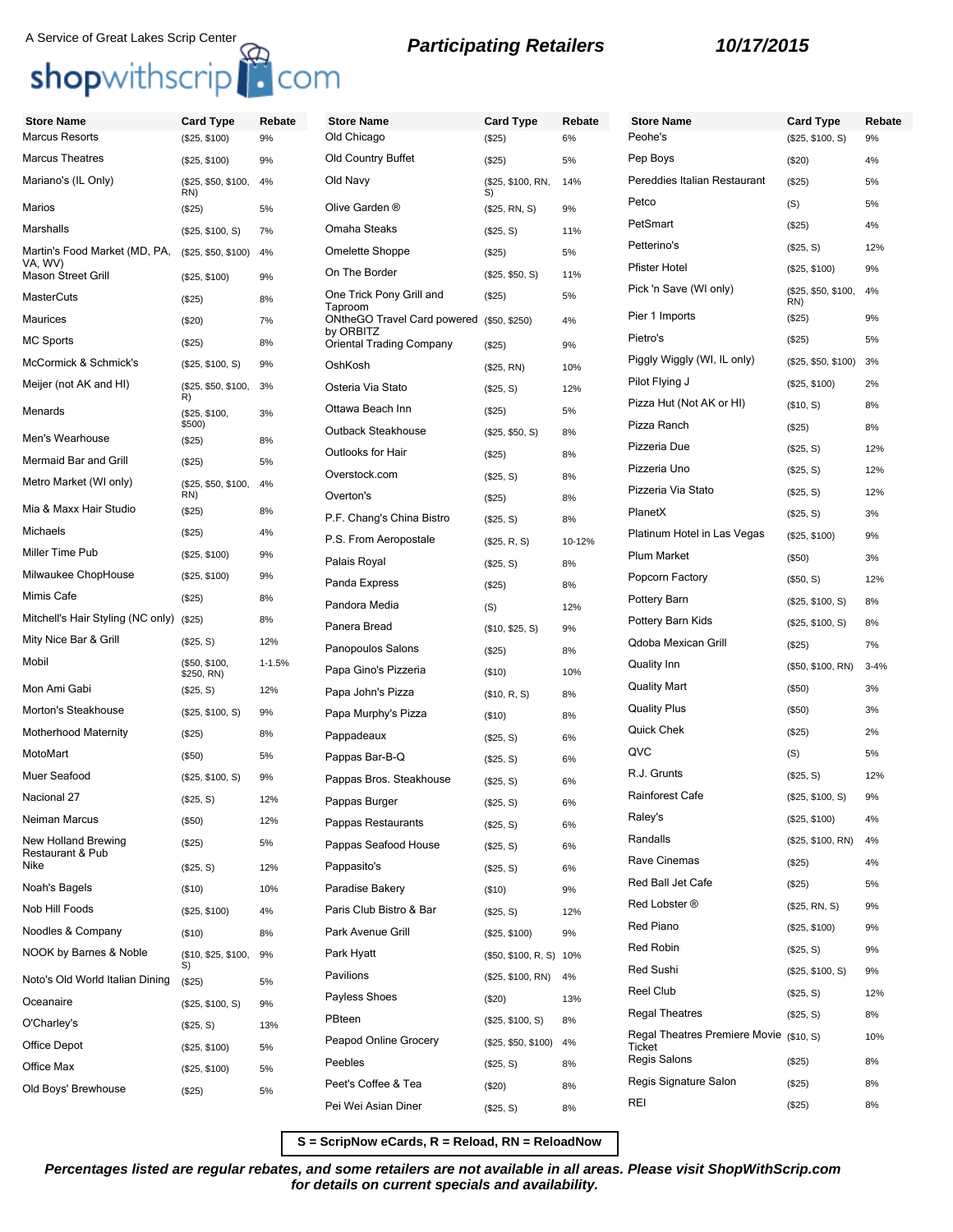A Service of Great Lakes Scrip Center

shopwithscrip.com

## Participating Retailers

**10/17/2015**

| Store Name | Card Type | Rebate |
|---|---|---|
| Marcus Resorts | ($25, $100) | 9% |
| Marcus Theatres | ($25, $100) | 9% |
| Mariano's (IL Only) | ($25, $50, $100, RN) | 4% |
| Marios | ($25) | 5% |
| Marshalls | ($25, $100, S) | 7% |
| Martin's Food Market (MD, PA, VA, WV) | ($25, $50, $100) | 4% |
| Mason Street Grill | ($25, $100) | 9% |
| MasterCuts | ($25) | 8% |
| Maurices | ($20) | 7% |
| MC Sports | ($25) | 8% |
| McCormick & Schmick's | ($25, $100, S) | 9% |
| Meijer (not AK and HI) | ($25, $50, $100, R) | 3% |
| Menards | ($25, $100, $500) | 3% |
| Men's Wearhouse | ($25) | 8% |
| Mermaid Bar and Grill | ($25) | 5% |
| Metro Market (WI only) | ($25, $50, $100, RN) | 4% |
| Mia & Maxx Hair Studio | ($25) | 8% |
| Michaels | ($25) | 4% |
| Miller Time Pub | ($25, $100) | 9% |
| Milwaukee ChopHouse | ($25, $100) | 9% |
| Mimis Cafe | ($25) | 8% |
| Mitchell's Hair Styling (NC only) | ($25) | 8% |
| Mity Nice Bar & Grill | ($25, S) | 12% |
| Mobil | ($50, $100, $250, RN) | 1-1.5% |
| Mon Ami Gabi | ($25, S) | 12% |
| Morton's Steakhouse | ($25, $100, S) | 9% |
| Motherhood Maternity | ($25) | 8% |
| MotoMart | ($50) | 5% |
| Muer Seafood | ($25, $100, S) | 9% |
| Nacional 27 | ($25, S) | 12% |
| Neiman Marcus | ($50) | 12% |
| New Holland Brewing Restaurant & Pub | ($25) | 5% |
| Nike | ($25, S) | 12% |
| Noah's Bagels | ($10) | 10% |
| Nob Hill Foods | ($25, $100) | 4% |
| Noodles & Company | ($10) | 8% |
| NOOK by Barnes & Noble | ($10, $25, $100, S) | 9% |
| Noto's Old World Italian Dining | ($25) | 5% |
| Oceanaire | ($25, $100, S) | 9% |
| O'Charley's | ($25, S) | 13% |
| Office Depot | ($25, $100) | 5% |
| Office Max | ($25, $100) | 5% |
| Old Boys' Brewhouse | ($25) | 5% |
| Old Chicago | ($25) | 6% |
| Old Country Buffet | ($25) | 5% |
| Old Navy | ($25, $100, RN, S) | 14% |
| Olive Garden ® | ($25, RN, S) | 9% |
| Omaha Steaks | ($25, S) | 11% |
| Omelette Shoppe | ($25) | 5% |
| On The Border | ($25, $50, S) | 11% |
| One Trick Pony Grill and Taproom | ($25) | 5% |
| ONtheGO Travel Card powered by ORBITZ | ($50, $250) | 4% |
| Oriental Trading Company | ($25) | 9% |
| OshKosh | ($25, RN) | 10% |
| Osteria Via Stato | ($25, S) | 12% |
| Ottawa Beach Inn | ($25) | 5% |
| Outback Steakhouse | ($25, $50, S) | 8% |
| Outlooks for Hair | ($25) | 8% |
| Overstock.com | ($25, S) | 8% |
| Overton's | ($25) | 8% |
| P.F. Chang's China Bistro | ($25, S) | 8% |
| P.S. From Aeropostale | ($25, R, S) | 10-12% |
| Palais Royal | ($25, S) | 8% |
| Panda Express | ($25) | 8% |
| Pandora Media | (S) | 12% |
| Panera Bread | ($10, $25, S) | 9% |
| Panopoulos Salons | ($25) | 8% |
| Papa Gino's Pizzeria | ($10) | 10% |
| Papa John's Pizza | ($10, R, S) | 8% |
| Papa Murphy's Pizza | ($10) | 8% |
| Pappadeaux | ($25, S) | 6% |
| Pappas Bar-B-Q | ($25, S) | 6% |
| Pappas Bros. Steakhouse | ($25, S) | 6% |
| Pappas Burger | ($25, S) | 6% |
| Pappas Restaurants | ($25, S) | 6% |
| Pappas Seafood House | ($25, S) | 6% |
| Pappasito's | ($25, S) | 6% |
| Paradise Bakery | ($10) | 9% |
| Paris Club Bistro & Bar | ($25, S) | 12% |
| Park Avenue Grill | ($25, $100) | 9% |
| Park Hyatt | ($50, $100, R, S) | 10% |
| Pavilions | ($25, $100, RN) | 4% |
| Payless Shoes | ($20) | 13% |
| PBteen | ($25, $100, S) | 8% |
| Peapod Online Grocery | ($25, $50, $100) | 4% |
| Peebles | ($25, S) | 8% |
| Peet's Coffee & Tea | ($20) | 8% |
| Pei Wei Asian Diner | ($25, S) | 8% |
| Peohe's | ($25, $100, S) | 9% |
| Pep Boys | ($20) | 4% |
| Pereddies Italian Restaurant | ($25) | 5% |
| Petco | (S) | 5% |
| PetSmart | ($25) | 4% |
| Petterino's | ($25, S) | 12% |
| Pfister Hotel | ($25, $100) | 9% |
| Pick 'n Save (WI only) | ($25, $50, $100, RN) | 4% |
| Pier 1 Imports | ($25) | 9% |
| Pietro's | ($25) | 5% |
| Piggly Wiggly (WI, IL only) | ($25, $50, $100) | 3% |
| Pilot Flying J | ($25, $100) | 2% |
| Pizza Hut (Not AK or HI) | ($10, S) | 8% |
| Pizza Ranch | ($25) | 8% |
| Pizzeria Due | ($25, S) | 12% |
| Pizzeria Uno | ($25, S) | 12% |
| Pizzeria Via Stato | ($25, S) | 12% |
| PlanetX | ($25, S) | 3% |
| Platinum Hotel in Las Vegas | ($25, $100) | 9% |
| Plum Market | ($50) | 3% |
| Popcorn Factory | ($50, S) | 12% |
| Pottery Barn | ($25, $100, S) | 8% |
| Pottery Barn Kids | ($25, $100, S) | 8% |
| Qdoba Mexican Grill | ($25) | 7% |
| Quality Inn | ($50, $100, RN) | 3-4% |
| Quality Mart | ($50) | 3% |
| Quality Plus | ($50) | 3% |
| Quick Chek | ($25) | 2% |
| QVC | (S) | 5% |
| R.J. Grunts | ($25, S) | 12% |
| Rainforest Cafe | ($25, $100, S) | 9% |
| Raley's | ($25, $100) | 4% |
| Randalls | ($25, $100, RN) | 4% |
| Rave Cinemas | ($25) | 4% |
| Red Ball Jet Cafe | ($25) | 5% |
| Red Lobster ® | ($25, RN, S) | 9% |
| Red Piano | ($25, $100) | 9% |
| Red Robin | ($25, S) | 9% |
| Red Sushi | ($25, $100, S) | 9% |
| Reel Club | ($25, S) | 12% |
| Regal Theatres | ($25, S) | 8% |
| Regal Theatres Premiere Movie Ticket | ($10, S) | 10% |
| Regis Salons | ($25) | 8% |
| Regis Signature Salon | ($25) | 8% |
| REI | ($25) | 8% |

**S = ScripNow eCards, R = Reload, RN = ReloadNow**

***Percentages listed are regular rebates, and some retailers are not available in all areas. Please visit ShopWithScrip.com for details on current specials and availability.***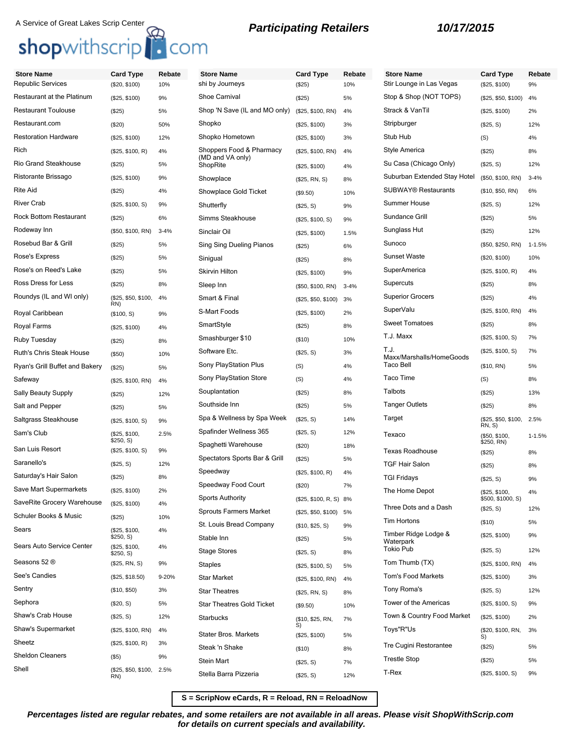A Service of Great Lakes Scrip Center

shopwithscrip.com

**Participating Retailers** **10/17/2015**

| Store Name | Card Type | Rebate |
|---|---|---|
| Republic Services | ($20, $100) | 10% |
| Restaurant at the Platinum | ($25, $100) | 9% |
| Restaurant Toulouse | ($25) | 5% |
| Restaurant.com | ($20) | 50% |
| Restoration Hardware | ($25, $100) | 12% |
| Rich | ($25, $100, R) | 4% |
| Rio Grand Steakhouse | ($25) | 5% |
| Ristorante Brissago | ($25, $100) | 9% |
| Rite Aid | ($25) | 4% |
| River Crab | ($25, $100, S) | 9% |
| Rock Bottom Restaurant | ($25) | 6% |
| Rodeway Inn | ($50, $100, RN) | 3-4% |
| Rosebud Bar & Grill | ($25) | 5% |
| Rose's Express | ($25) | 5% |
| Rose's on Reed's Lake | ($25) | 5% |
| Ross Dress for Less | ($25) | 8% |
| Roundys (IL and WI only) | ($25, $50, $100, RN) | 4% |
| Royal Caribbean | ($100, S) | 9% |
| Royal Farms | ($25, $100) | 4% |
| Ruby Tuesday | ($25) | 8% |
| Ruth's Chris Steak House | ($50) | 10% |
| Ryan's Grill Buffet and Bakery | ($25) | 5% |
| Safeway | ($25, $100, RN) | 4% |
| Sally Beauty Supply | ($25) | 12% |
| Salt and Pepper | ($25) | 5% |
| Saltgrass Steakhouse | ($25, $100, S) | 9% |
| Sam's Club | ($25, $100, $250, S) | 2.5% |
| San Luis Resort | ($25, $100, S) | 9% |
| Saranello's | ($25, S) | 12% |
| Saturday's Hair Salon | ($25) | 8% |
| Save Mart Supermarkets | ($25, $100) | 2% |
| SaveRite Grocery Warehouse | ($25, $100) | 4% |
| Schuler Books & Music | ($25) | 10% |
| Sears | ($25, $100, $250, S) | 4% |
| Sears Auto Service Center | ($25, $100, $250, S) | 4% |
| Seasons 52 ® | ($25, RN, S) | 9% |
| See's Candies | ($25, $18.50) | 9-20% |
| Sentry | ($10, $50) | 3% |
| Sephora | ($20, S) | 5% |
| Shaw's Crab House | ($25, S) | 12% |
| Shaw's Supermarket | ($25, $100, RN) | 4% |
| Sheetz | ($25, $100, R) | 3% |
| Sheldon Cleaners | ($5) | 9% |
| Shell | ($25, $50, $100, RN) | 2.5% |
| shi by Journeys | ($25) | 10% |
| Shoe Carnival | ($25) | 5% |
| Shop 'N Save (IL and MO only) | ($25, $100, RN) | 4% |
| Shopko | ($25, $100) | 3% |
| Shopko Hometown | ($25, $100) | 3% |
| Shoppers Food & Pharmacy (MD and VA only) | ($25, $100, RN) | 4% |
| ShopRite | ($25, $100) | 4% |
| Showplace | ($25, RN, S) | 8% |
| Showplace Gold Ticket | ($9.50) | 10% |
| Shutterfly | ($25, S) | 9% |
| Simms Steakhouse | ($25, $100, S) | 9% |
| Sinclair Oil | ($25, $100) | 1.5% |
| Sing Sing Dueling Pianos | ($25) | 6% |
| Sinigual | ($25) | 8% |
| Skirvin Hilton | ($25, $100) | 9% |
| Sleep Inn | ($50, $100, RN) | 3-4% |
| Smart & Final | ($25, $50, $100) | 3% |
| S-Mart Foods | ($25, $100) | 2% |
| SmartStyle | ($25) | 8% |
| Smashburger $10 | ($10) | 10% |
| Software Etc. | ($25, S) | 3% |
| Sony PlayStation Plus | (S) | 4% |
| Sony PlayStation Store | (S) | 4% |
| Souplantation | ($25) | 8% |
| Southside Inn | ($25) | 5% |
| Spa & Wellness by Spa Week | ($25, S) | 14% |
| Spafinder Wellness 365 | ($25, S) | 12% |
| Spaghetti Warehouse | ($20) | 18% |
| Spectators Sports Bar & Grill | ($25) | 5% |
| Speedway | ($25, $100, R) | 4% |
| Speedway Food Court | ($20) | 7% |
| Sports Authority | ($25, $100, R, S) | 8% |
| Sprouts Farmers Market | ($25, $50, $100) | 5% |
| St. Louis Bread Company | ($10, $25, S) | 9% |
| Stable Inn | ($25) | 5% |
| Stage Stores | ($25, S) | 8% |
| Staples | ($25, $100, S) | 5% |
| Star Market | ($25, $100, RN) | 4% |
| Star Theatres | ($25, RN, S) | 8% |
| Star Theatres Gold Ticket | ($9.50) | 10% |
| Starbucks | ($10, $25, RN, S) | 7% |
| Stater Bros. Markets | ($25, $100) | 5% |
| Steak 'n Shake | ($10) | 8% |
| Stein Mart | ($25, S) | 7% |
| Stella Barra Pizzeria | ($25, S) | 12% |
| Stir Lounge in Las Vegas | ($25, $100) | 9% |
| Stop & Shop (NOT TOPS) | ($25, $50, $100) | 4% |
| Strack & VanTil | ($25, $100) | 2% |
| Stripburger | ($25, S) | 12% |
| Stub Hub | (S) | 4% |
| Style America | ($25) | 8% |
| Su Casa (Chicago Only) | ($25, S) | 12% |
| Suburban Extended Stay Hotel | ($50, $100, RN) | 3-4% |
| SUBWAY® Restaurants | ($10, $50, RN) | 6% |
| Summer House | ($25, S) | 12% |
| Sundance Grill | ($25) | 5% |
| Sunglass Hut | ($25) | 12% |
| Sunoco | ($50, $250, RN) | 1-1.5% |
| Sunset Waste | ($20, $100) | 10% |
| SuperAmerica | ($25, $100, R) | 4% |
| Supercuts | ($25) | 8% |
| Superior Grocers | ($25) | 4% |
| SuperValu | ($25, $100, RN) | 4% |
| Sweet Tomatoes | ($25) | 8% |
| T.J. Maxx | ($25, $100, S) | 7% |
| T.J. Maxx/Marshalls/HomeGoods | ($25, $100, S) | 7% |
| Taco Bell | ($10, RN) | 5% |
| Taco Time | (S) | 8% |
| Talbots | ($25) | 13% |
| Tanger Outlets | ($25) | 8% |
| Target | ($25, $50, $100, RN, S) | 2.5% |
| Texaco | ($50, $100, $250, RN) | 1-1.5% |
| Texas Roadhouse | ($25) | 8% |
| TGF Hair Salon | ($25) | 8% |
| TGI Fridays | ($25, S) | 9% |
| The Home Depot | ($25, $100, $500, $1000, S) | 4% |
| Three Dots and a Dash | ($25, S) | 12% |
| Tim Hortons | ($10) | 5% |
| Timber Ridge Lodge & Waterpark | ($25, $100) | 9% |
| Tokio Pub | ($25, S) | 12% |
| Tom Thumb (TX) | ($25, $100, RN) | 4% |
| Tom's Food Markets | ($25, $100) | 3% |
| Tony Roma's | ($25, S) | 12% |
| Tower of the Americas | ($25, $100, S) | 9% |
| Town & Country Food Market | ($25, $100) | 2% |
| Toys"R"Us | ($20, $100, RN, S) | 3% |
| Tre Cugini Restorantee | ($25) | 5% |
| Trestle Stop | ($25) | 5% |
| T-Rex | ($25, $100, S) | 9% |

**S = ScripNow eCards, R = Reload, RN = ReloadNow**

***Percentages listed are regular rebates, and some retailers are not available in all areas. Please visit ShopWithScrip.com for details on current specials and availability.***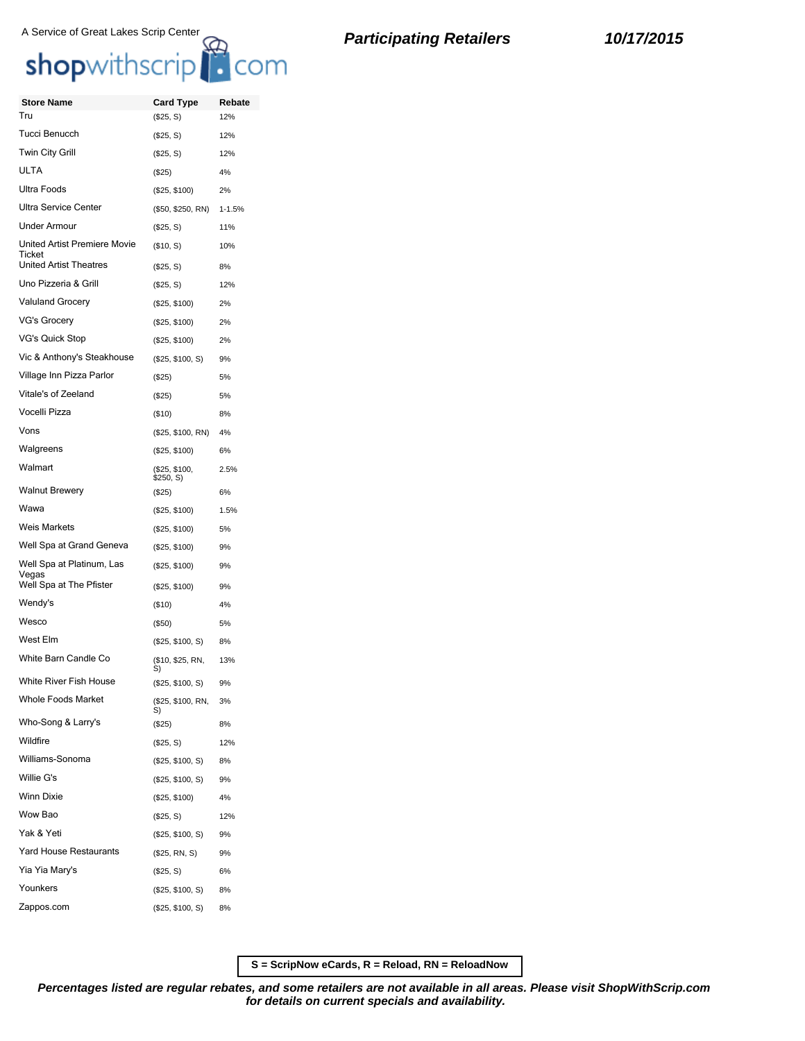A Service of Great Lakes Scrip Center

shopwithscrip.com

**Participating Retailers** **10/17/2015**

| Store Name | Card Type | Rebate |
|---|---|---|
| Tru | ($25, S) | 12% |
| Tucci Benucch | ($25, S) | 12% |
| Twin City Grill | ($25, S) | 12% |
| ULTA | ($25) | 4% |
| Ultra Foods | ($25, $100) | 2% |
| Ultra Service Center | ($50, $250, RN) | 1-1.5% |
| Under Armour | ($25, S) | 11% |
| United Artist Premiere Movie Ticket | ($10, S) | 10% |
| United Artist Theatres | ($25, S) | 8% |
| Uno Pizzeria & Grill | ($25, S) | 12% |
| Valuland Grocery | ($25, $100) | 2% |
| VG's Grocery | ($25, $100) | 2% |
| VG's Quick Stop | ($25, $100) | 2% |
| Vic & Anthony's Steakhouse | ($25, $100, S) | 9% |
| Village Inn Pizza Parlor | ($25) | 5% |
| Vitale's of Zeeland | ($25) | 5% |
| Vocelli Pizza | ($10) | 8% |
| Vons | ($25, $100, RN) | 4% |
| Walgreens | ($25, $100) | 6% |
| Walmart | ($25, $100, $250, S) | 2.5% |
| Walnut Brewery | ($25) | 6% |
| Wawa | ($25, $100) | 1.5% |
| Weis Markets | ($25, $100) | 5% |
| Well Spa at Grand Geneva | ($25, $100) | 9% |
| Well Spa at Platinum, Las Vegas | ($25, $100) | 9% |
| Well Spa at The Pfister | ($25, $100) | 9% |
| Wendy's | ($10) | 4% |
| Wesco | ($50) | 5% |
| West Elm | ($25, $100, S) | 8% |
| White Barn Candle Co | ($10, $25, RN, S) | 13% |
| White River Fish House | ($25, $100, S) | 9% |
| Whole Foods Market | ($25, $100, RN, S) | 3% |
| Who-Song & Larry's | ($25) | 8% |
| Wildfire | ($25, S) | 12% |
| Williams-Sonoma | ($25, $100, S) | 8% |
| Willie G's | ($25, $100, S) | 9% |
| Winn Dixie | ($25, $100) | 4% |
| Wow Bao | ($25, S) | 12% |
| Yak & Yeti | ($25, $100, S) | 9% |
| Yard House Restaurants | ($25, RN, S) | 9% |
| Yia Yia Mary's | ($25, S) | 6% |
| Younkers | ($25, $100, S) | 8% |
| Zappos.com | ($25, $100, S) | 8% |

**S = ScripNow eCards, R = Reload, RN = ReloadNow**

***Percentages listed are regular rebates, and some retailers are not available in all areas. Please visit ShopWithScrip.com for details on current specials and availability.***